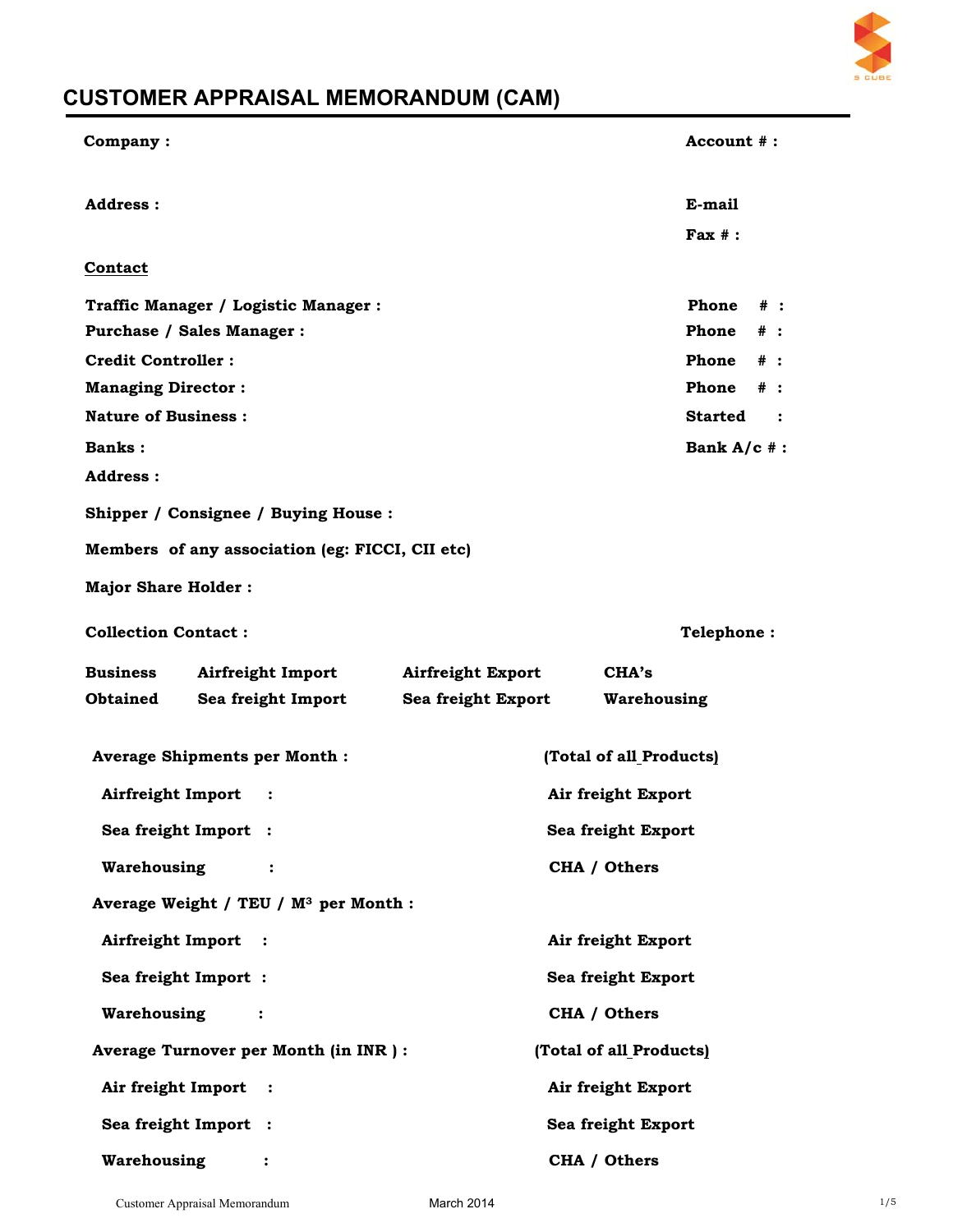# CUSTOMER APPRAISAL MEMORANDUM (CAM)

**Company :** **Account # :**

**Address :** **E-mail**

**Fax # :**

**Contact**

**Traffic Manager / Logistic Manager :** **Phone # :**

**Purchase / Sales Manager :** **Phone # :**

**Credit Controller :** **Phone # :**

**Managing Director :** **Phone # :**

**Nature of Business :** **Started :**

**Banks :** **Bank A/c # :**

**Address :**

**Shipper / Consignee / Buying House :**

**Members of any association (eg: FICCI, CII etc)**

**Major Share Holder :**

**Collection Contact :** **Telephone :**

| | | | |
|---|---|---|---|
| **Business** | **Airfreight Import** | **Airfreight Export** | **CHA's** |
| **Obtained** | **Sea freight Import** | **Sea freight Export** | **Warehousing** |

**Average Shipments per Month :** **(Total of all Products)**

| | |
|---|---|
| **Airfreight Import :** | **Air freight Export** |
| **Sea freight Import :** | **Sea freight Export** |
| **Warehousing :** | **CHA / Others** |

**Average Weight / TEU / $M^3$ per Month :**

| | |
|---|---|
| **Airfreight Import :** | **Air freight Export** |
| **Sea freight Import :** | **Sea freight Export** |
| **Warehousing :** | **CHA / Others** |

**Average Turnover per Month (in INR ) :** **(Total of all Products)**

| | |
|---|---|
| **Air freight Import :** | **Air freight Export** |
| **Sea freight Import :** | **Sea freight Export** |
| **Warehousing :** | **CHA / Others** |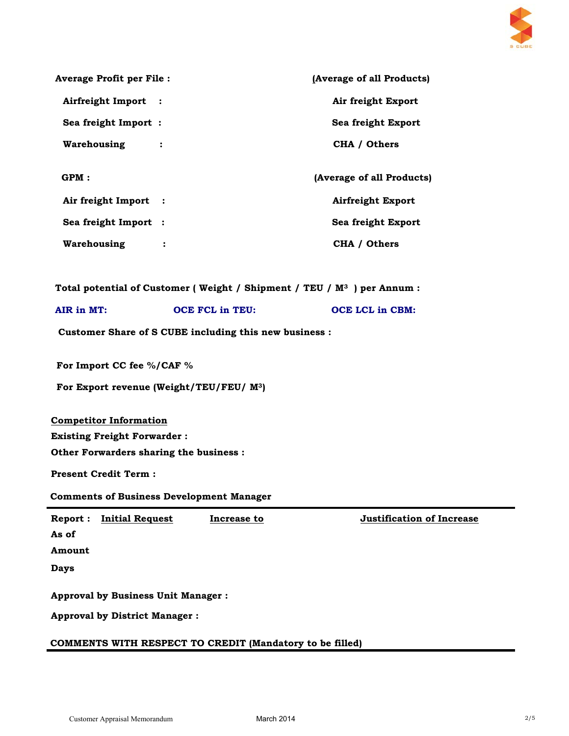**Average Profit per File :** **(Average of all Products)**

| | |
|---|---|
| **Airfreight Import :** | **Air freight Export** |
| **Sea freight Import :** | **Sea freight Export** |
| **Warehousing :** | **CHA / Others** |

**GPM :** **(Average of all Products)**

| | |
|---|---|
| **Air freight Import :** | **Airfreight Export** |
| **Sea freight Import :** | **Sea freight Export** |
| **Warehousing :** | **CHA / Others** |

**Total potential of Customer ( Weight / Shipment / TEU / $M^3$ ) per Annum :**

**AIR in MT:** **OCE FCL in TEU:** **OCE LCL in CBM:**

**Customer Share of S CUBE including this new business :**

**For Import CC fee %/CAF %**

**For Export revenue (Weight/TEU/FEU/ $M^3$)**

**<u>Competitor Information</u>**

**Existing Freight Forwarder :**

**Other Forwarders sharing the business :**

**Present Credit Term :**

**Comments of Business Development Manager**

| **Report :** | **<u>Initial Request</u>** | **<u>Increase to</u>** | **<u>Justification of Increase</u>** |
|---|---|---|---|
| **As of** | | | |
| **Amount** | | | |
| **Days** | | | |

**Approval by Business Unit Manager :**

**Approval by District Manager :**

**COMMENTS WITH RESPECT TO CREDIT (Mandatory to be filled)**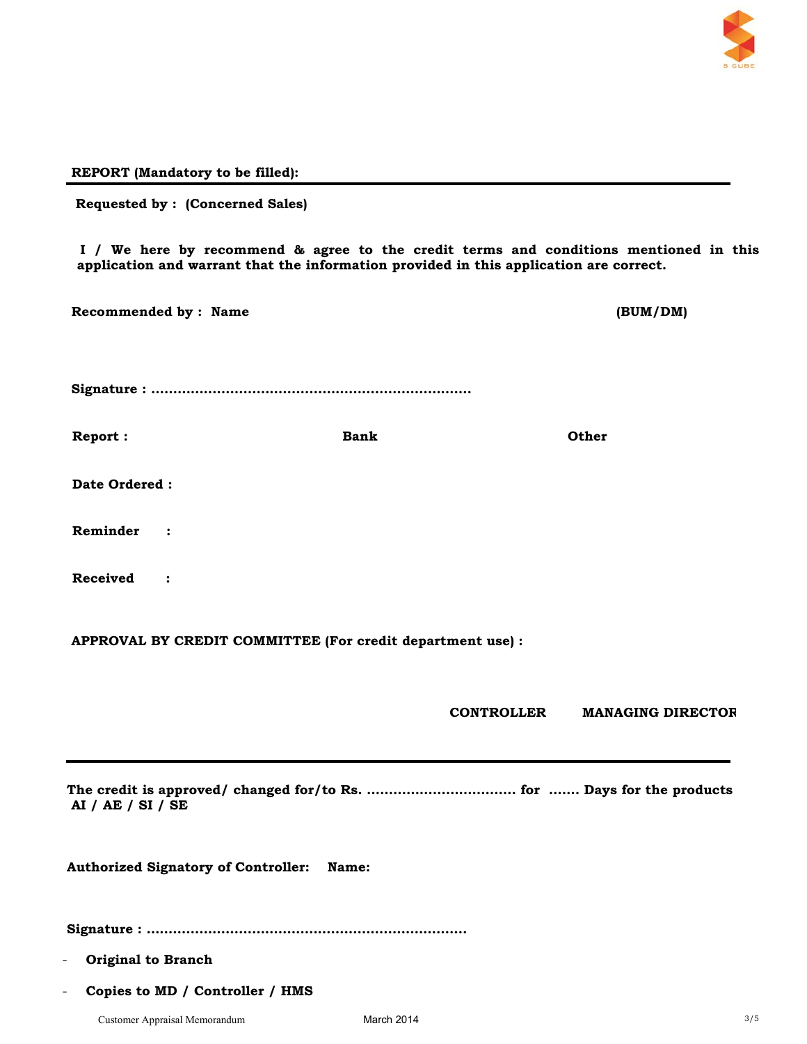**REPORT (Mandatory to be filled):**

---

**Requested by : (Concerned Sales)**

**I / We here by recommend & agree to the credit terms and conditions mentioned in this application and warrant that the information provided in this application are correct.**

**Recommended by : Name** **(BUM/DM)**

**Signature : ........................................................................**

**Report :** **Bank** **Other**

**Date Ordered :**

**Reminder :**

**Received :**

**APPROVAL BY CREDIT COMMITTEE (For credit department use) :**

**CONTROLLER** **MANAGING DIRECTOR**

---

**The credit is approved/ changed for/to Rs. .................................. for ....... Days for the products AI / AE / SI / SE**

**Authorized Signatory of Controller: Name:**

**Signature : ........................................................................**

- **Original to Branch**
- **Copies to MD / Controller / HMS**

Customer Appraisal Memorandum March 2014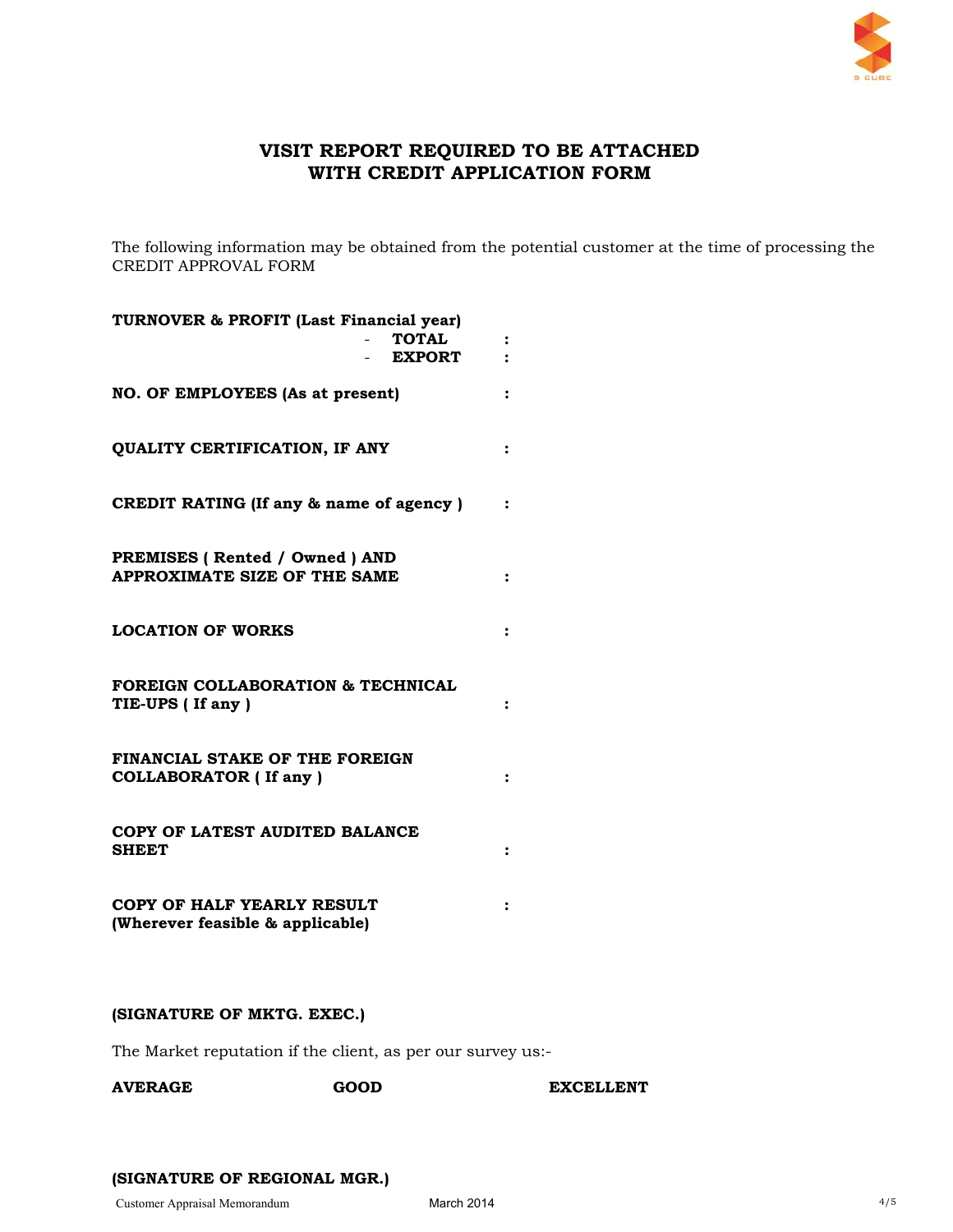# VISIT REPORT REQUIRED TO BE ATTACHED WITH CREDIT APPLICATION FORM

The following information may be obtained from the potential customer at the time of processing the CREDIT APPROVAL FORM

**TURNOVER & PROFIT (Last Financial year)**
- **TOTAL** :
- **EXPORT** :

**NO. OF EMPLOYEES (As at present)** :

**QUALITY CERTIFICATION, IF ANY** :

**CREDIT RATING (If any & name of agency )** :

**PREMISES ( Rented / Owned ) AND APPROXIMATE SIZE OF THE SAME** :

**LOCATION OF WORKS** :

**FOREIGN COLLABORATION & TECHNICAL TIE-UPS ( If any )** :

**FINANCIAL STAKE OF THE FOREIGN COLLABORATOR ( If any )** :

**COPY OF LATEST AUDITED BALANCE SHEET** :

**COPY OF HALF YEARLY RESULT (Wherever feasible & applicable)** :

**(SIGNATURE OF MKTG. EXEC.)**

The Market reputation if the client, as per our survey us:-

**AVERAGE** **GOOD** **EXCELLENT**

**(SIGNATURE OF REGIONAL MGR.)**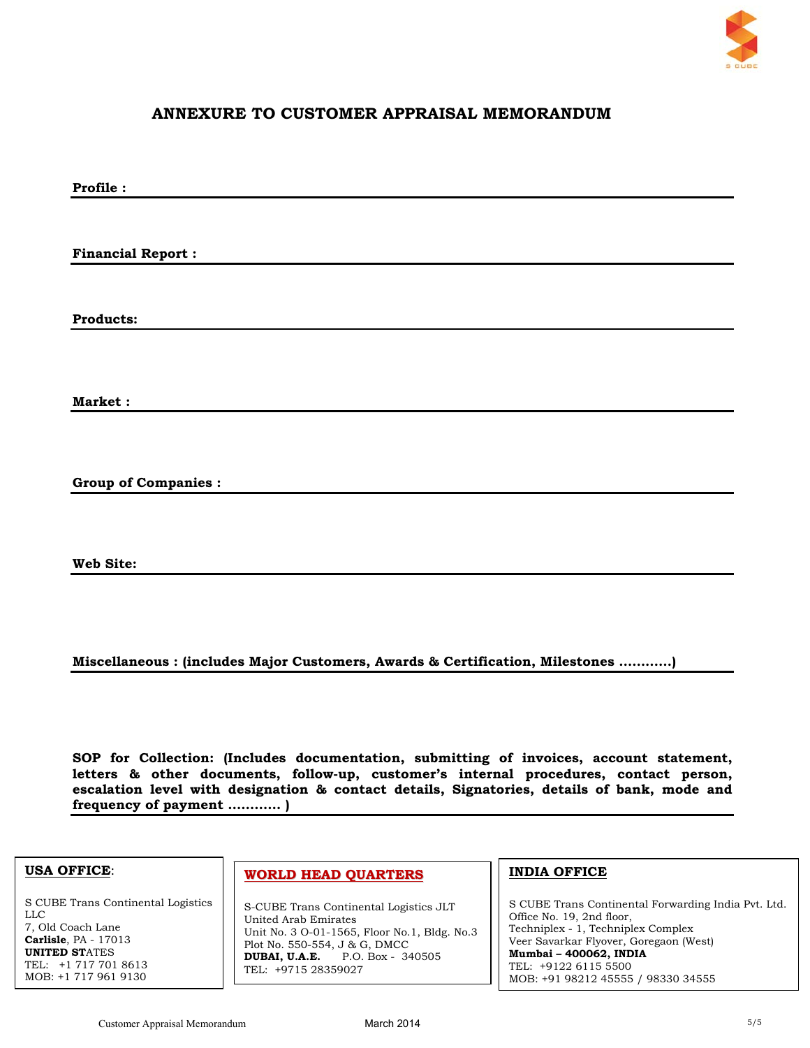# ANNEXURE TO CUSTOMER APPRAISAL MEMORANDUM

**Profile :**

---

**Financial Report :**

---

**Products:**

---

**Market :**

---

**Group of Companies :**

---

**Web Site:**

---

**Miscellaneous : (includes Major Customers, Awards & Certification, Milestones ............)**

---

**SOP for Collection: (Includes documentation, submitting of invoices, account statement, letters & other documents, follow-up, customer's internal procedures, contact person, escalation level with designation & contact details, Signatories, details of bank, mode and frequency of payment ............ )**

---

**USA OFFICE**:

S CUBE Trans Continental Logistics LLC
7, Old Coach Lane
**Carlisle**, PA - 17013
**UNITED STATES**
TEL: +1 717 701 8613
MOB: +1 717 961 9130

**WORLD HEAD QUARTERS**

S-CUBE Trans Continental Logistics JLT
United Arab Emirates
Unit No. 3 O-01-1565, Floor No.1, Bldg. No.3
Plot No. 550-554, J & G, DMCC
**DUBAI, U.A.E.** P.O. Box - 340505
TEL: +9715 28359027

**INDIA OFFICE**

S CUBE Trans Continental Forwarding India Pvt. Ltd.
Office No. 19, 2nd floor,
Techniplex - 1, Techniplex Complex
Veer Savarkar Flyover, Goregaon (West)
**Mumbai – 400062, INDIA**
TEL: +9122 6115 5500
MOB: +91 98212 45555 / 98330 34555